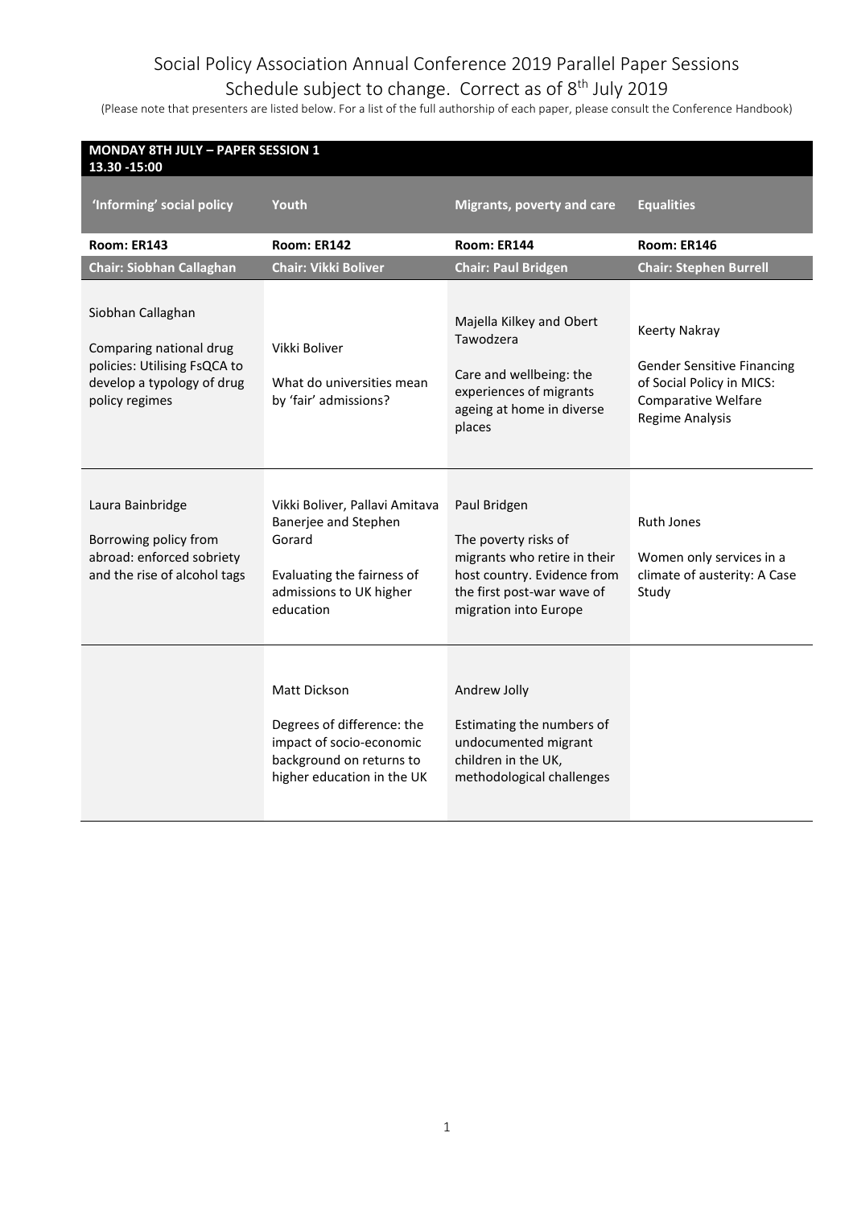# Social Policy Association Annual Conference 2019 Parallel Paper Sessions

Schedule subject to change. Correct as of 8th July 2019

(Please note that presenters are listed below. For a list of the full authorship of each paper, please consult the Conference Handbook)

| MONDAY 8TH JULY – PAPER SESSION 1<br>13.30 -15:00 | | | |
|---|---|---|---|
| **'Informing' social policy** | **Youth** | **Migrants, poverty and care** | **Equalities** |
| **Room: ER143** | **Room: ER142** | **Room: ER144** | **Room: ER146** |
| **Chair: Siobhan Callaghan** | **Chair: Vikki Boliver** | **Chair: Paul Bridgen** | **Chair: Stephen Burrell** |
| Siobhan Callaghan<br><br>Comparing national drug policies: Utilising FsQCA to develop a typology of drug policy regimes | Vikki Boliver<br><br>What do universities mean by 'fair' admissions? | Majella Kilkey and Obert Tawodzera<br><br>Care and wellbeing: the experiences of migrants ageing at home in diverse places | Keerty Nakray<br><br>Gender Sensitive Financing of Social Policy in MICS: Comparative Welfare Regime Analysis |
| Laura Bainbridge<br><br>Borrowing policy from abroad: enforced sobriety and the rise of alcohol tags | Vikki Boliver, Pallavi Amitava Banerjee and Stephen Gorard<br><br>Evaluating the fairness of admissions to UK higher education | Paul Bridgen<br><br>The poverty risks of migrants who retire in their host country. Evidence from the first post-war wave of migration into Europe | Ruth Jones<br><br>Women only services in a climate of austerity: A Case Study |
| | Matt Dickson<br><br>Degrees of difference: the impact of socio-economic background on returns to higher education in the UK | Andrew Jolly<br><br>Estimating the numbers of undocumented migrant children in the UK, methodological challenges | |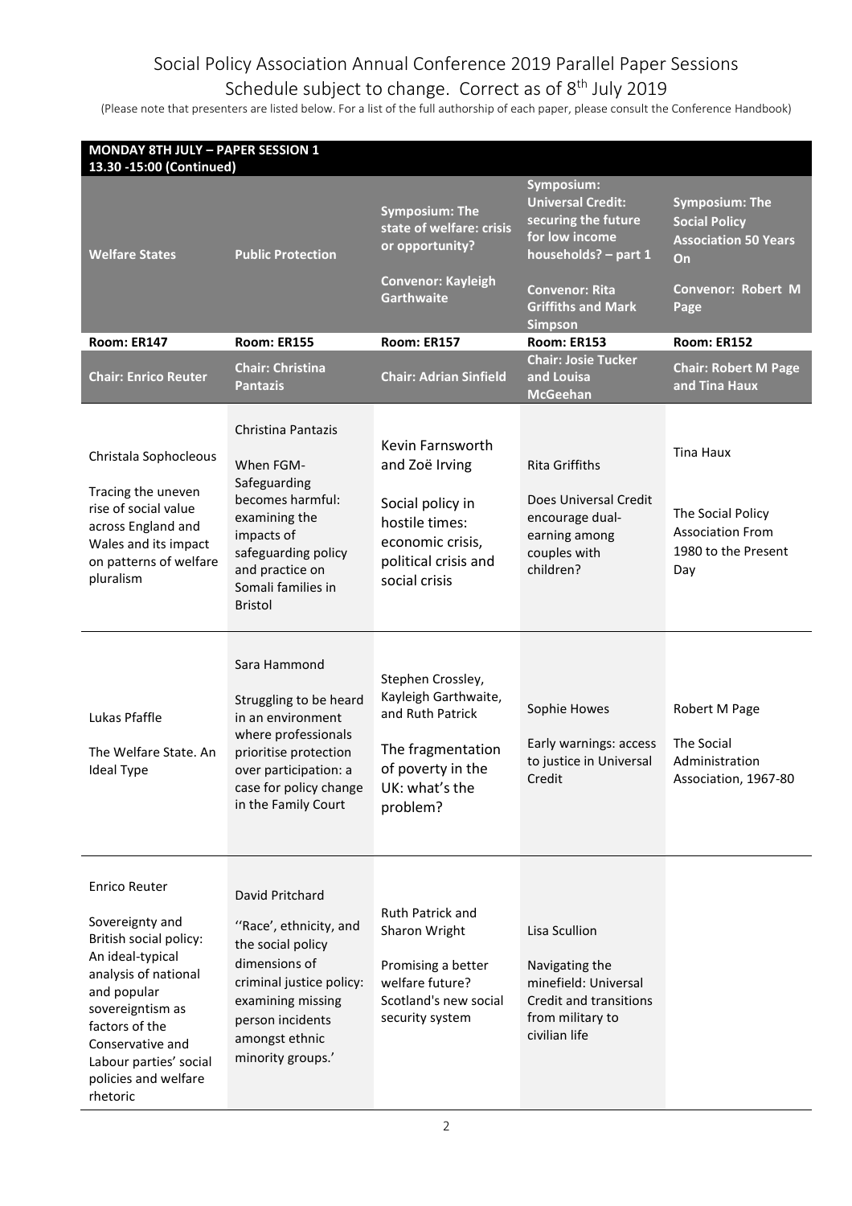# Social Policy Association Annual Conference 2019 Parallel Paper Sessions

Schedule subject to change. Correct as of 8th July 2019

(Please note that presenters are listed below. For a list of the full authorship of each paper, please consult the Conference Handbook)

**MONDAY 8TH JULY – PAPER SESSION 1**
**13.30 -15:00 (Continued)**

| **Welfare States** | **Public Protection** | **Symposium: The state of welfare: crisis or opportunity?**<br><br>**Convenor: Kayleigh Garthwaite** | **Symposium: Universal Credit: securing the future for low income households? – part 1**<br><br>**Convenor: Rita Griffiths and Mark Simpson** | **Symposium: The Social Policy Association 50 Years On**<br><br>**Convenor: Robert M Page** |
|---|---|---|---|---|
| **Room: ER147** | **Room: ER155** | **Room: ER157** | **Room: ER153** | **Room: ER152** |
| **Chair: Enrico Reuter** | **Chair: Christina Pantazis** | **Chair: Adrian Sinfield** | **Chair: Josie Tucker and Louisa McGeehan** | **Chair: Robert M Page and Tina Haux** |
| Christala Sophocleous<br><br>Tracing the uneven rise of social value across England and Wales and its impact on patterns of welfare pluralism | Christina Pantazis<br><br>When FGM-Safeguarding becomes harmful: examining the impacts of safeguarding policy and practice on Somali families in Bristol | Kevin Farnsworth and Zoë Irving<br><br>Social policy in hostile times: economic crisis, political crisis and social crisis | Rita Griffiths<br><br>Does Universal Credit encourage dual-earning among couples with children? | Tina Haux<br><br>The Social Policy Association From 1980 to the Present Day |
| Lukas Pfaffle<br><br>The Welfare State. An Ideal Type | Sara Hammond<br><br>Struggling to be heard in an environment where professionals prioritise protection over participation: a case for policy change in the Family Court | Stephen Crossley, Kayleigh Garthwaite, and Ruth Patrick<br><br>The fragmentation of poverty in the UK: what's the problem? | Sophie Howes<br><br>Early warnings: access to justice in Universal Credit | Robert M Page<br><br>The Social Administration Association, 1967-80 |
| Enrico Reuter<br><br>Sovereignty and British social policy: An ideal-typical analysis of national and popular sovereigntism as factors of the Conservative and Labour parties' social policies and welfare rhetoric | David Pritchard<br><br>''Race', ethnicity, and the social policy dimensions of criminal justice policy: examining missing person incidents amongst ethnic minority groups.' | Ruth Patrick and Sharon Wright<br><br>Promising a better welfare future? Scotland's new social security system | Lisa Scullion<br><br>Navigating the minefield: Universal Credit and transitions from military to civilian life | |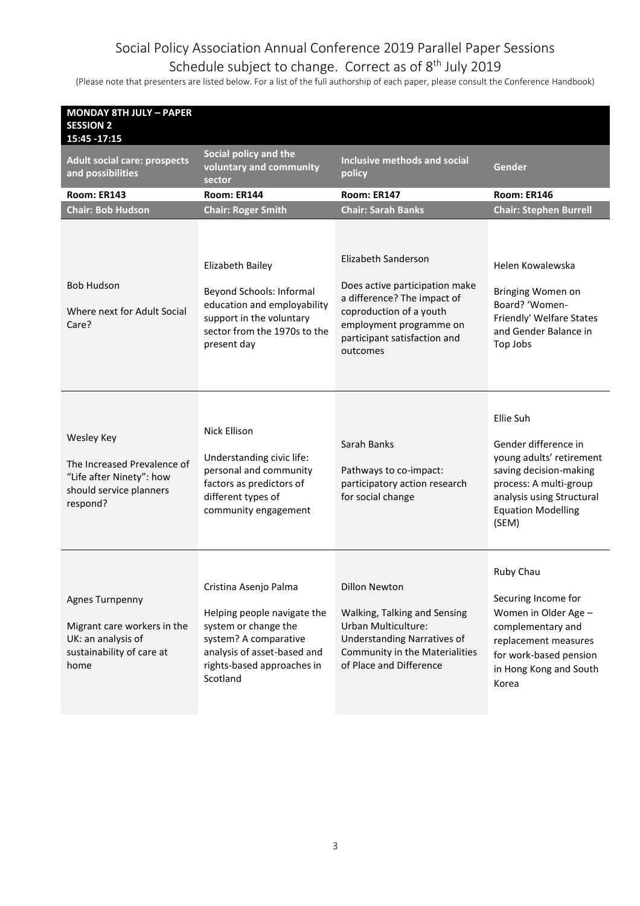Social Policy Association Annual Conference 2019 Parallel Paper Sessions
Schedule subject to change. Correct as of 8th July 2019

(Please note that presenters are listed below. For a list of the full authorship of each paper, please consult the Conference Handbook)

| **MONDAY 8TH JULY – PAPER SESSION 2 15:45 -17:15** | | | |
|---|---|---|---|
| **Adult social care: prospects and possibilities** | **Social policy and the voluntary and community sector** | **Inclusive methods and social policy** | **Gender** |
| **Room: ER143** | **Room: ER144** | **Room: ER147** | **Room: ER146** |
| **Chair: Bob Hudson** | **Chair: Roger Smith** | **Chair: Sarah Banks** | **Chair: Stephen Burrell** |
| Bob Hudson<br><br>Where next for Adult Social Care? | Elizabeth Bailey<br><br>Beyond Schools: Informal education and employability support in the voluntary sector from the 1970s to the present day | Elizabeth Sanderson<br><br>Does active participation make a difference? The impact of coproduction of a youth employment programme on participant satisfaction and outcomes | Helen Kowalewska<br><br>Bringing Women on Board? 'Women-Friendly' Welfare States and Gender Balance in Top Jobs |
| Wesley Key<br><br>The Increased Prevalence of "Life after Ninety": how should service planners respond? | Nick Ellison<br><br>Understanding civic life: personal and community factors as predictors of different types of community engagement | Sarah Banks<br><br>Pathways to co-impact: participatory action research for social change | Ellie Suh<br><br>Gender difference in young adults' retirement saving decision-making process: A multi-group analysis using Structural Equation Modelling (SEM) |
| Agnes Turnpenny<br><br>Migrant care workers in the UK: an analysis of sustainability of care at home | Cristina Asenjo Palma<br><br>Helping people navigate the system or change the system? A comparative analysis of asset-based and rights-based approaches in Scotland | Dillon Newton<br><br>Walking, Talking and Sensing Urban Multiculture: Understanding Narratives of Community in the Materialities of Place and Difference | Ruby Chau<br><br>Securing Income for Women in Older Age – complementary and replacement measures for work-based pension in Hong Kong and South Korea |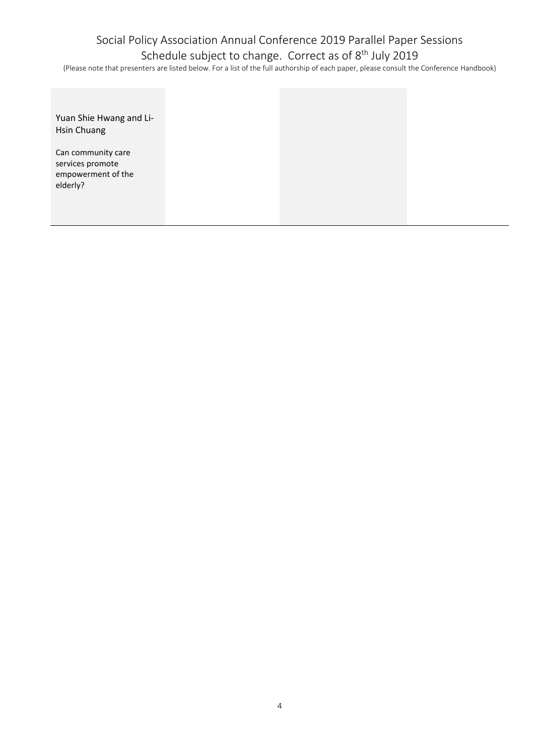Social Policy Association Annual Conference 2019 Parallel Paper Sessions
Schedule subject to change. Correct as of 8th July 2019

(Please note that presenters are listed below. For a list of the full authorship of each paper, please consult the Conference Handbook)

| | | | |
|---|---|---|---|
| Yuan Shie Hwang and Li-Hsin Chuang<br><br>Can community care services promote empowerment of the elderly? | | | |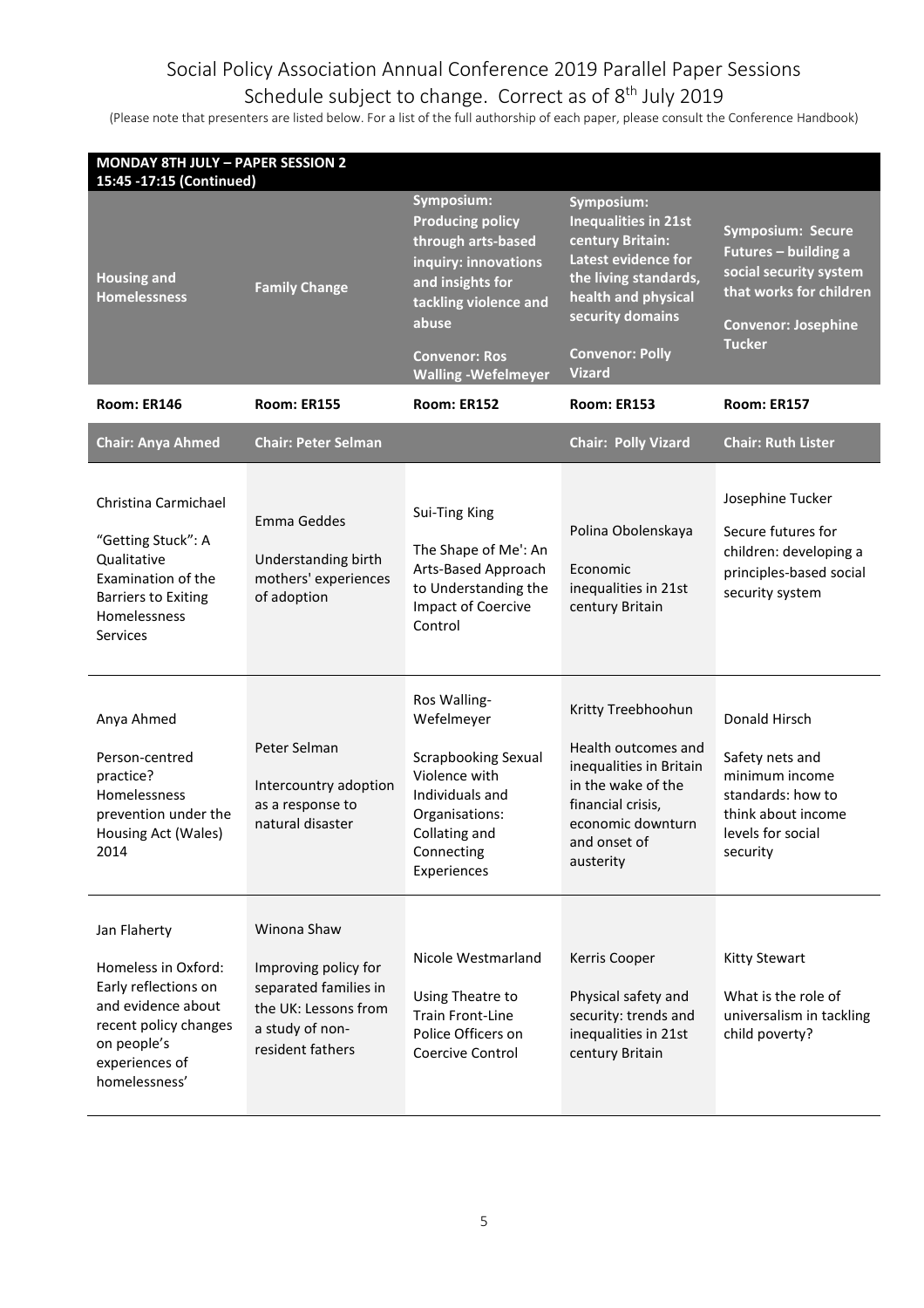Social Policy Association Annual Conference 2019 Parallel Paper Sessions

Schedule subject to change. Correct as of 8th July 2019

(Please note that presenters are listed below. For a list of the full authorship of each paper, please consult the Conference Handbook)

**MONDAY 8TH JULY – PAPER SESSION 2**
**15:45 -17:15 (Continued)**

| **Housing and Homelessness** | **Family Change** | **Symposium: Producing policy through arts-based inquiry: innovations and insights for tackling violence and abuse**<br><br>**Convenor: Ros Walling -Wefelmeyer** | **Symposium: Inequalities in 21st century Britain: Latest evidence for the living standards, health and physical security domains**<br><br>**Convenor: Polly Vizard** | **Symposium: Secure Futures – building a social security system that works for children**<br><br>**Convenor: Josephine Tucker** |
|---|---|---|---|---|
| **Room: ER146** | **Room: ER155** | **Room: ER152** | **Room: ER153** | **Room: ER157** |
| **Chair: Anya Ahmed** | **Chair: Peter Selman** | | **Chair: Polly Vizard** | **Chair: Ruth Lister** |
| Christina Carmichael<br><br>"Getting Stuck": A Qualitative Examination of the Barriers to Exiting Homelessness Services | Emma Geddes<br><br>Understanding birth mothers' experiences of adoption | Sui-Ting King<br><br>The Shape of Me': An Arts-Based Approach to Understanding the Impact of Coercive Control | Polina Obolenskaya<br><br>Economic inequalities in 21st century Britain | Josephine Tucker<br><br>Secure futures for children: developing a principles-based social security system |
| Anya Ahmed<br><br>Person-centred practice? Homelessness prevention under the Housing Act (Wales) 2014 | Peter Selman<br><br>Intercountry adoption as a response to natural disaster | Ros Walling-Wefelmeyer<br><br>Scrapbooking Sexual Violence with Individuals and Organisations: Collating and Connecting Experiences | Kritty Treebhoohun<br><br>Health outcomes and inequalities in Britain in the wake of the financial crisis, economic downturn and onset of austerity | Donald Hirsch<br><br>Safety nets and minimum income standards: how to think about income levels for social security |
| Jan Flaherty<br><br>Homeless in Oxford: Early reflections on and evidence about recent policy changes on people's experiences of homelessness' | Winona Shaw<br><br>Improving policy for separated families in the UK: Lessons from a study of non-resident fathers | Nicole Westmarland<br><br>Using Theatre to Train Front-Line Police Officers on Coercive Control | Kerris Cooper<br><br>Physical safety and security: trends and inequalities in 21st century Britain | Kitty Stewart<br><br>What is the role of universalism in tackling child poverty? |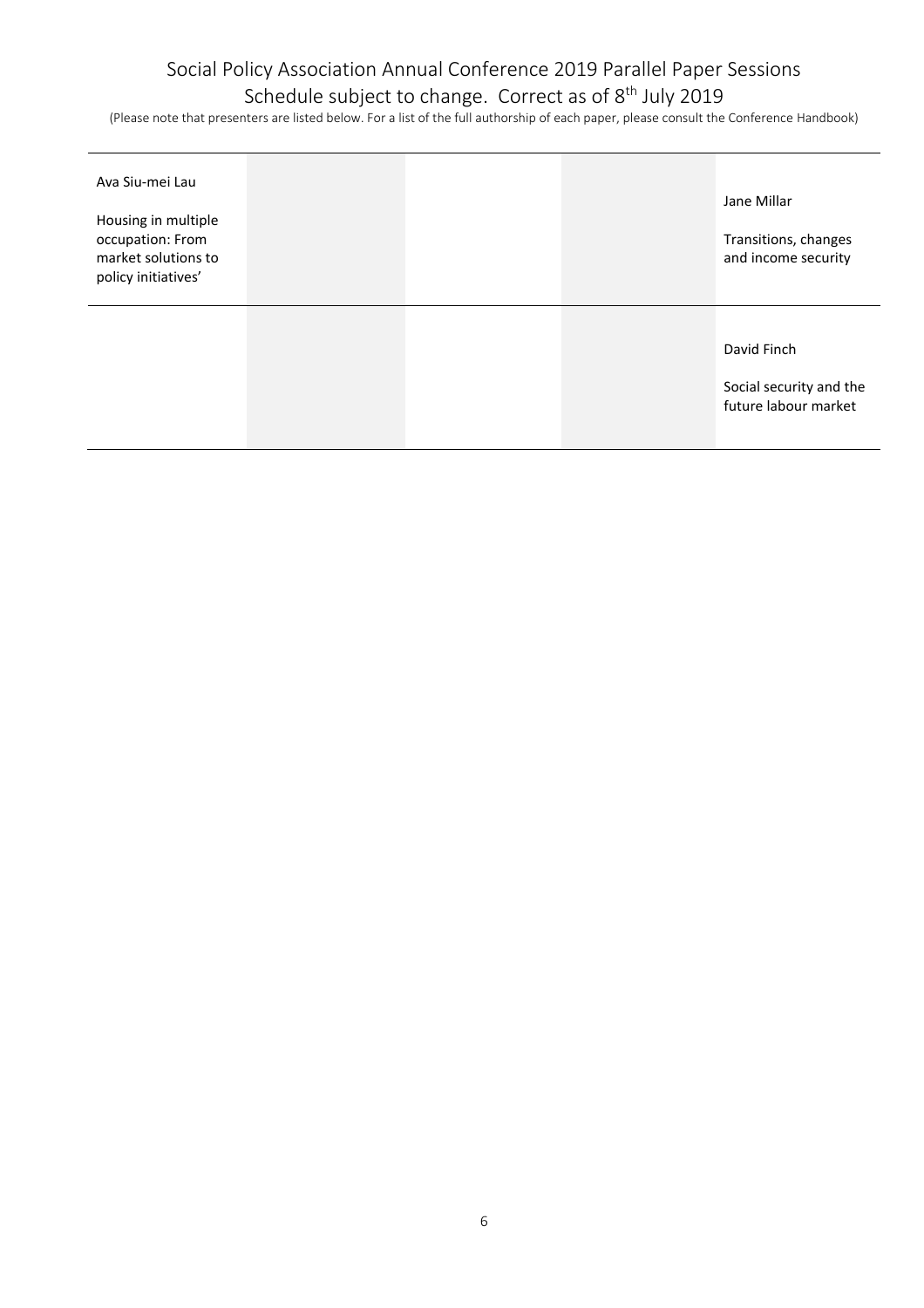# Social Policy Association Annual Conference 2019 Parallel Paper Sessions

Schedule subject to change. Correct as of 8th July 2019

(Please note that presenters are listed below. For a list of the full authorship of each paper, please consult the Conference Handbook)

| | | | | |
|---|---|---|---|---|
| Ava Siu-mei Lau<br><br>Housing in multiple occupation: From market solutions to policy initiatives' | | | | Jane Millar<br><br>Transitions, changes and income security |
| | | | | David Finch<br><br>Social security and the future labour market |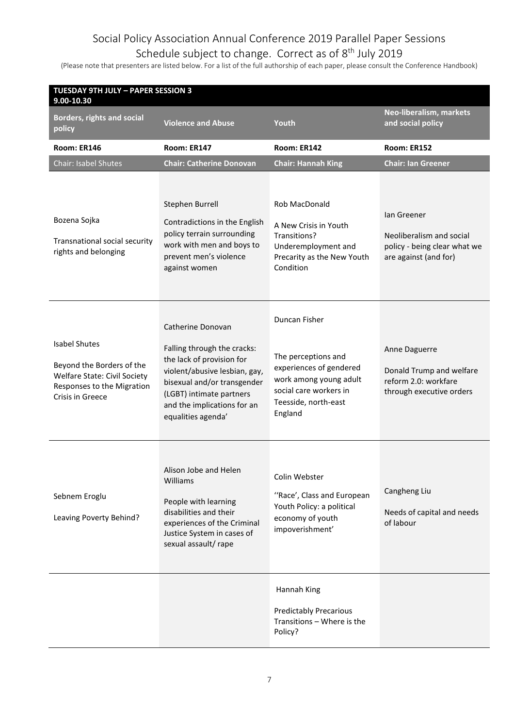# Social Policy Association Annual Conference 2019 Parallel Paper Sessions

Schedule subject to change. Correct as of 8th July 2019

(Please note that presenters are listed below. For a list of the full authorship of each paper, please consult the Conference Handbook)

| **TUESDAY 9TH JULY – PAPER SESSION 3 9.00-10.30** | | | |
|---|---|---|---|
| **Borders, rights and social policy** | **Violence and Abuse** | **Youth** | **Neo-liberalism, markets and social policy** |
| **Room: ER146** | **Room: ER147** | **Room: ER142** | **Room: ER152** |
| Chair: Isabel Shutes | **Chair: Catherine Donovan** | **Chair: Hannah King** | **Chair: Ian Greener** |
| Bozena Sojka<br>Transnational social security rights and belonging | Stephen Burrell<br>Contradictions in the English policy terrain surrounding work with men and boys to prevent men's violence against women | Rob MacDonald<br>A New Crisis in Youth Transitions? Underemployment and Precarity as the New Youth Condition | Ian Greener<br>Neoliberalism and social policy - being clear what we are against (and for) |
| Isabel Shutes<br>Beyond the Borders of the Welfare State: Civil Society Responses to the Migration Crisis in Greece | Catherine Donovan<br>Falling through the cracks: the lack of provision for violent/abusive lesbian, gay, bisexual and/or transgender (LGBT) intimate partners and the implications for an equalities agenda' | Duncan Fisher<br>The perceptions and experiences of gendered work among young adult social care workers in Teesside, north-east England | Anne Daguerre<br>Donald Trump and welfare reform 2.0: workfare through executive orders |
| Sebnem Eroglu<br>Leaving Poverty Behind? | Alison Jobe and Helen Williams<br>People with learning disabilities and their experiences of the Criminal Justice System in cases of sexual assault/ rape | Colin Webster<br>''Race', Class and European Youth Policy: a political economy of youth impoverishment' | Cangheng Liu<br>Needs of capital and needs of labour |
| | | Hannah King<br>Predictably Precarious Transitions – Where is the Policy? | |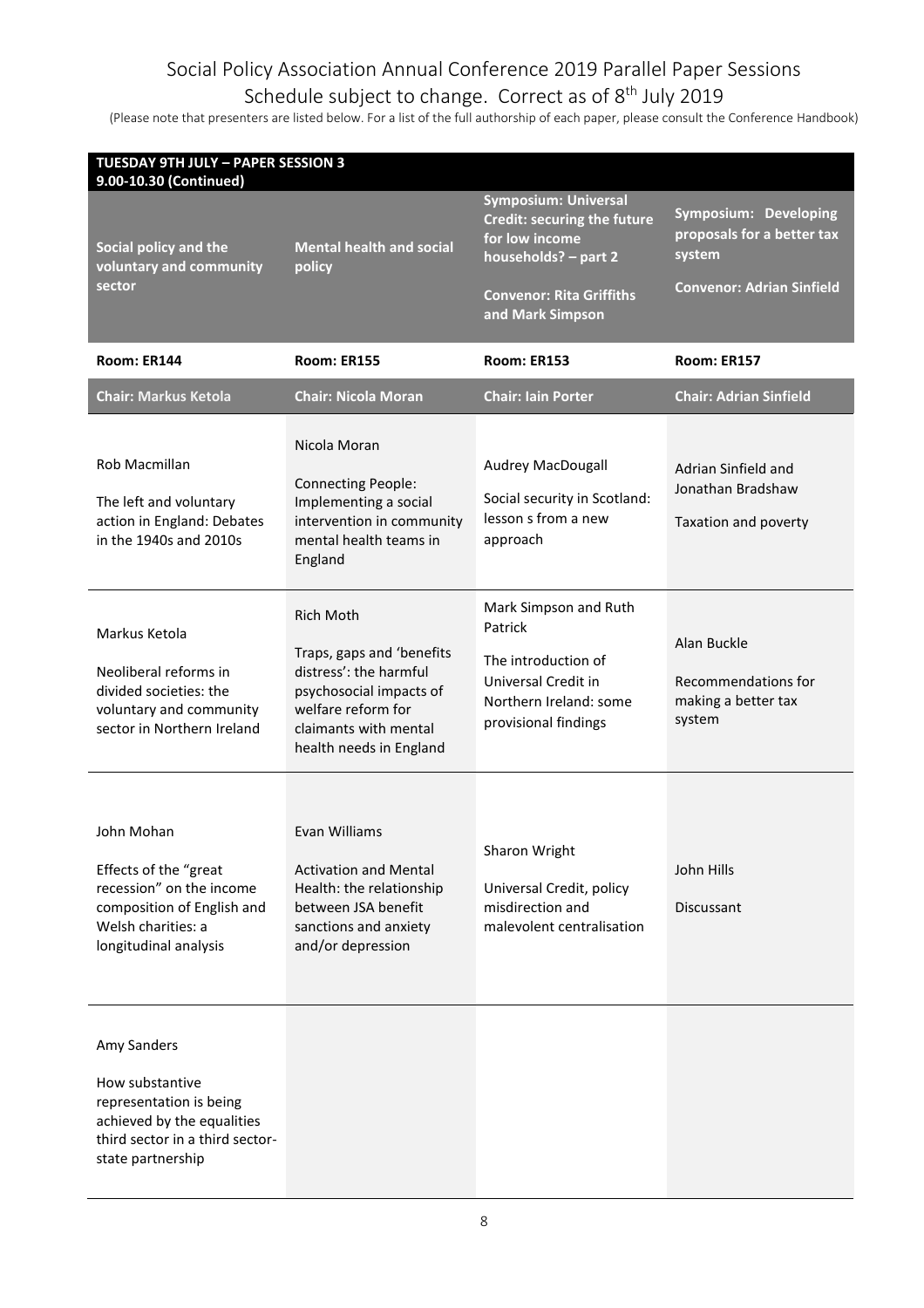# Social Policy Association Annual Conference 2019 Parallel Paper Sessions

## Schedule subject to change. Correct as of 8th July 2019

(Please note that presenters are listed below. For a list of the full authorship of each paper, please consult the Conference Handbook)

**TUESDAY 9TH JULY – PAPER SESSION 3**
**9.00-10.30 (Continued)**

| **Social policy and the voluntary and community sector** | **Mental health and social policy** | **Symposium: Universal Credit: securing the future for low income households? – part 2**<br><br>**Convenor: Rita Griffiths and Mark Simpson** | **Symposium: Developing proposals for a better tax system**<br><br>**Convenor: Adrian Sinfield** |
|---|---|---|---|
| **Room: ER144** | **Room: ER155** | **Room: ER153** | **Room: ER157** |
| **Chair: Markus Ketola** | **Chair: Nicola Moran** | **Chair: Iain Porter** | **Chair: Adrian Sinfield** |
| Rob Macmillan<br><br>The left and voluntary action in England: Debates in the 1940s and 2010s | Nicola Moran<br><br>Connecting People: Implementing a social intervention in community mental health teams in England | Audrey MacDougall<br><br>Social security in Scotland: lesson s from a new approach | Adrian Sinfield and Jonathan Bradshaw<br><br>Taxation and poverty |
| Markus Ketola<br><br>Neoliberal reforms in divided societies: the voluntary and community sector in Northern Ireland | Rich Moth<br><br>Traps, gaps and 'benefits distress': the harmful psychosocial impacts of welfare reform for claimants with mental health needs in England | Mark Simpson and Ruth Patrick<br><br>The introduction of Universal Credit in Northern Ireland: some provisional findings | Alan Buckle<br><br>Recommendations for making a better tax system |
| John Mohan<br><br>Effects of the "great recession" on the income composition of English and Welsh charities: a longitudinal analysis | Evan Williams<br><br>Activation and Mental Health: the relationship between JSA benefit sanctions and anxiety and/or depression | Sharon Wright<br><br>Universal Credit, policy misdirection and malevolent centralisation | John Hills<br><br>Discussant |
| Amy Sanders<br><br>How substantive representation is being achieved by the equalities third sector in a third sector-state partnership | | | |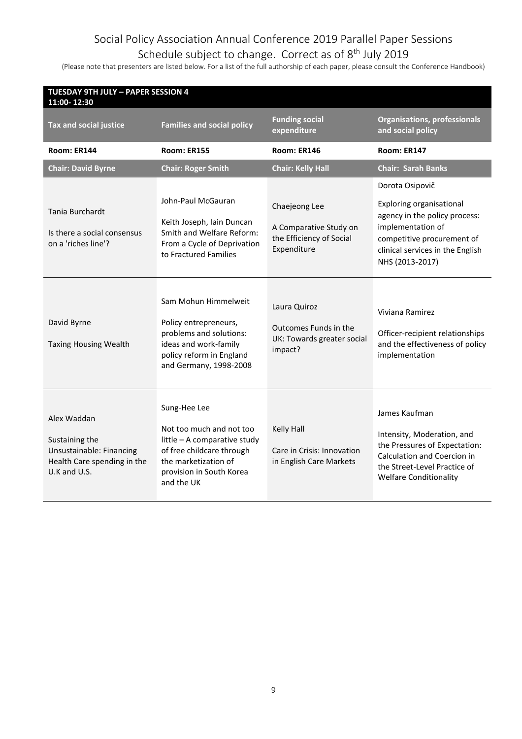# Social Policy Association Annual Conference 2019 Parallel Paper Sessions

## Schedule subject to change. Correct as of 8th July 2019

(Please note that presenters are listed below. For a list of the full authorship of each paper, please consult the Conference Handbook)

**TUESDAY 9TH JULY – PAPER SESSION 4**
**11:00- 12:30**

| Tax and social justice | Families and social policy | Funding social expenditure | Organisations, professionals and social policy |
|---|---|---|---|
| **Room: ER144** | **Room: ER155** | **Room: ER146** | **Room: ER147** |
| **Chair: David Byrne** | **Chair: Roger Smith** | **Chair: Kelly Hall** | **Chair: Sarah Banks** |
| Tania Burchardt<br><br>Is there a social consensus on a 'riches line'? | John-Paul McGauran<br><br>Keith Joseph, Iain Duncan Smith and Welfare Reform: From a Cycle of Deprivation to Fractured Families | Chaejeong Lee<br><br>A Comparative Study on the Efficiency of Social Expenditure | Dorota Osipovič<br><br>Exploring organisational agency in the policy process: implementation of competitive procurement of clinical services in the English NHS (2013-2017) |
| David Byrne<br><br>Taxing Housing Wealth | Sam Mohun Himmelweit<br><br>Policy entrepreneurs, problems and solutions: ideas and work-family policy reform in England and Germany, 1998-2008 | Laura Quiroz<br><br>Outcomes Funds in the UK: Towards greater social impact? | Viviana Ramirez<br><br>Officer-recipient relationships and the effectiveness of policy implementation |
| Alex Waddan<br><br>Sustaining the Unsustainable: Financing Health Care spending in the U.K and U.S. | Sung-Hee Lee<br><br>Not too much and not too little – A comparative study of free childcare through the marketization of provision in South Korea and the UK | Kelly Hall<br><br>Care in Crisis: Innovation in English Care Markets | James Kaufman<br><br>Intensity, Moderation, and the Pressures of Expectation: Calculation and Coercion in the Street-Level Practice of Welfare Conditionality |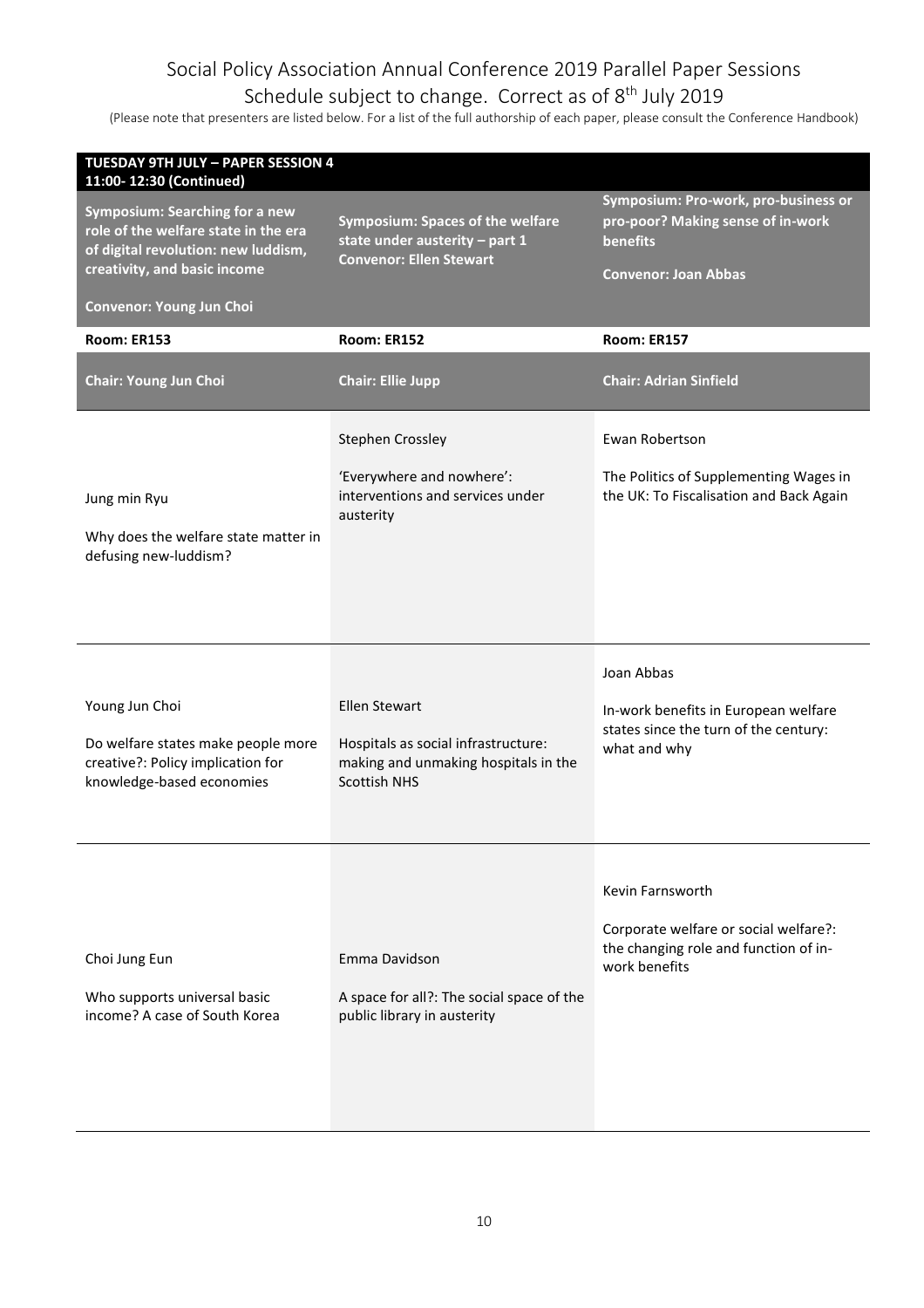# Social Policy Association Annual Conference 2019 Parallel Paper Sessions
## Schedule subject to change. Correct as of 8th July 2019

(Please note that presenters are listed below. For a list of the full authorship of each paper, please consult the Conference Handbook)

**TUESDAY 9TH JULY – PAPER SESSION 4**
**11:00- 12:30 (Continued)**

| **Symposium: Searching for a new role of the welfare state in the era of digital revolution: new luddism, creativity, and basic income**<br><br>**Convenor: Young Jun Choi** | **Symposium: Spaces of the welfare state under austerity – part 1**<br>**Convenor: Ellen Stewart** | **Symposium: Pro-work, pro-business or pro-poor? Making sense of in-work benefits**<br><br>**Convenor: Joan Abbas** |
|---|---|---|
| **Room: ER153** | **Room: ER152** | **Room: ER157** |
| **Chair: Young Jun Choi** | **Chair: Ellie Jupp** | **Chair: Adrian Sinfield** |
| Jung min Ryu<br><br>Why does the welfare state matter in defusing new-luddism? | Stephen Crossley<br><br>'Everywhere and nowhere': interventions and services under austerity | Ewan Robertson<br><br>The Politics of Supplementing Wages in the UK: To Fiscalisation and Back Again |
| Young Jun Choi<br><br>Do welfare states make people more creative?: Policy implication for knowledge-based economies | Ellen Stewart<br><br>Hospitals as social infrastructure: making and unmaking hospitals in the Scottish NHS | Joan Abbas<br><br>In-work benefits in European welfare states since the turn of the century: what and why |
| Choi Jung Eun<br><br>Who supports universal basic income? A case of South Korea | Emma Davidson<br><br>A space for all?: The social space of the public library in austerity | Kevin Farnsworth<br><br>Corporate welfare or social welfare?: the changing role and function of in-work benefits |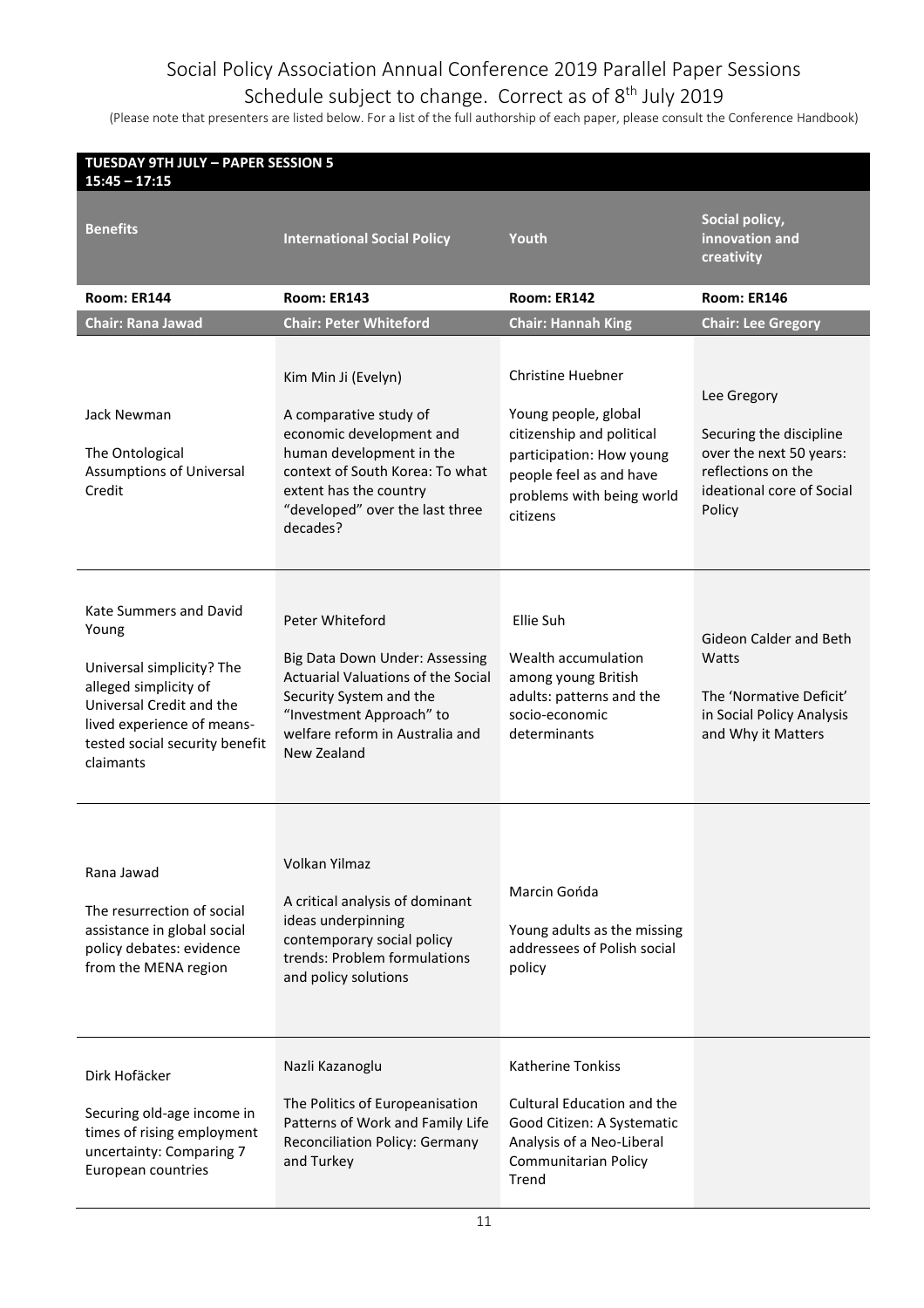# Social Policy Association Annual Conference 2019 Parallel Paper Sessions

## Schedule subject to change. Correct as of 8th July 2019

(Please note that presenters are listed below. For a list of the full authorship of each paper, please consult the Conference Handbook)

| **TUESDAY 9TH JULY – PAPER SESSION 5 15:45 – 17:15** | | | |
|---|---|---|---|
| **Benefits** | **International Social Policy** | **Youth** | **Social policy, innovation and creativity** |
| **Room: ER144** | **Room: ER143** | **Room: ER142** | **Room: ER146** |
| **Chair: Rana Jawad** | **Chair: Peter Whiteford** | **Chair: Hannah King** | **Chair: Lee Gregory** |
| Jack Newman<br><br>The Ontological Assumptions of Universal Credit | Kim Min Ji (Evelyn)<br><br>A comparative study of economic development and human development in the context of South Korea: To what extent has the country "developed" over the last three decades? | Christine Huebner<br><br>Young people, global citizenship and political participation: How young people feel as and have problems with being world citizens | Lee Gregory<br><br>Securing the discipline over the next 50 years: reflections on the ideational core of Social Policy |
| Kate Summers and David Young<br><br>Universal simplicity? The alleged simplicity of Universal Credit and the lived experience of means-tested social security benefit claimants | Peter Whiteford<br><br>Big Data Down Under: Assessing Actuarial Valuations of the Social Security System and the "Investment Approach" to welfare reform in Australia and New Zealand | Ellie Suh<br><br>Wealth accumulation among young British adults: patterns and the socio-economic determinants | Gideon Calder and Beth Watts<br><br>The 'Normative Deficit' in Social Policy Analysis and Why it Matters |
| Rana Jawad<br><br>The resurrection of social assistance in global social policy debates: evidence from the MENA region | Volkan Yilmaz<br><br>A critical analysis of dominant ideas underpinning contemporary social policy trends: Problem formulations and policy solutions | Marcin Gońda<br><br>Young adults as the missing addressees of Polish social policy | |
| Dirk Hofäcker<br><br>Securing old-age income in times of rising employment uncertainty: Comparing 7 European countries | Nazli Kazanoglu<br><br>The Politics of Europeanisation Patterns of Work and Family Life Reconciliation Policy: Germany and Turkey | Katherine Tonkiss<br><br>Cultural Education and the Good Citizen: A Systematic Analysis of a Neo-Liberal Communitarian Policy Trend | |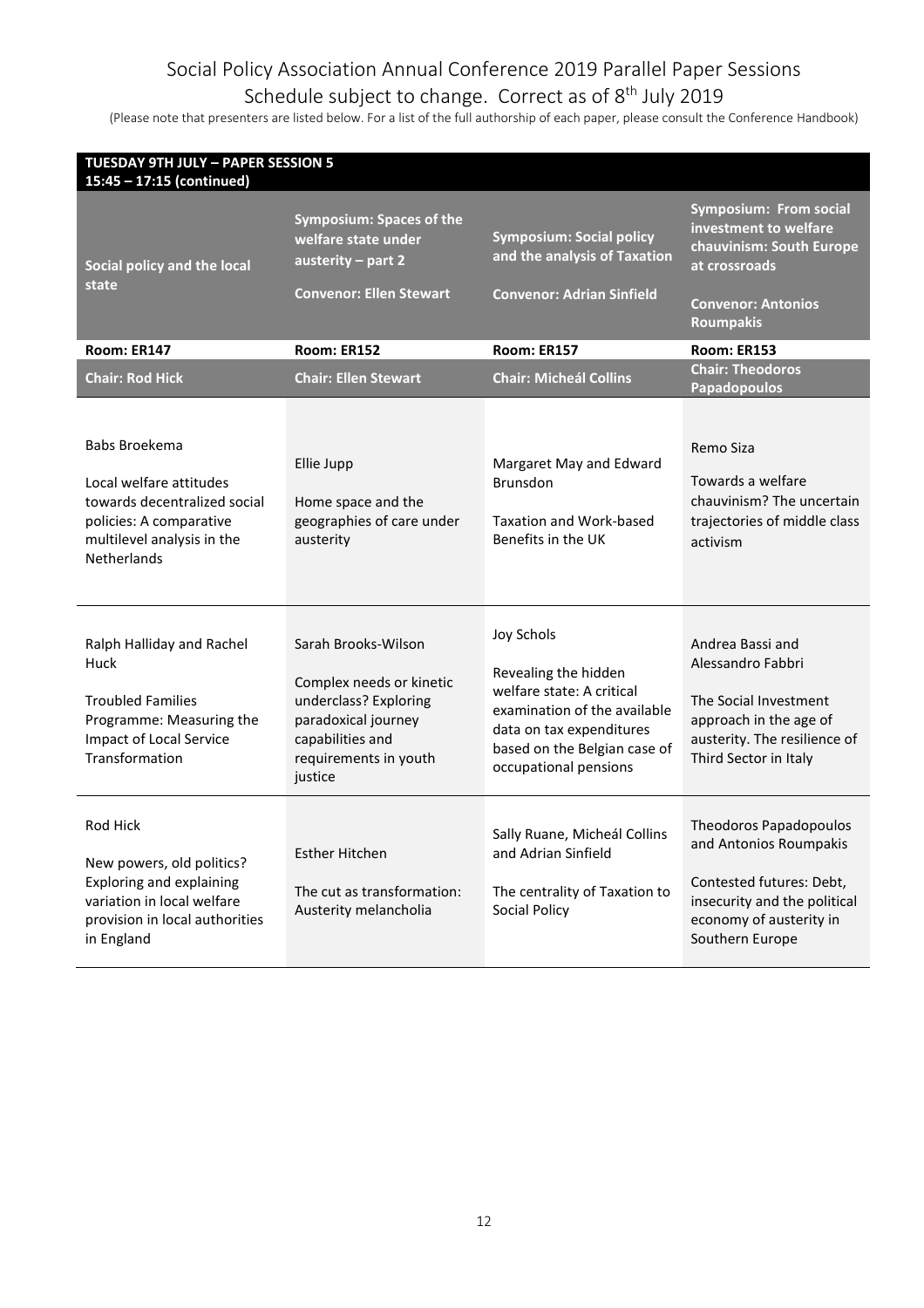# Social Policy Association Annual Conference 2019 Parallel Paper Sessions

Schedule subject to change. Correct as of 8th July 2019

(Please note that presenters are listed below. For a list of the full authorship of each paper, please consult the Conference Handbook)

**TUESDAY 9TH JULY – PAPER SESSION 5**
**15:45 – 17:15 (continued)**

| **Social policy and the local state** | **Symposium: Spaces of the welfare state under austerity – part 2**<br><br>**Convenor: Ellen Stewart** | **Symposium: Social policy and the analysis of Taxation**<br><br>**Convenor: Adrian Sinfield** | **Symposium: From social investment to welfare chauvinism: South Europe at crossroads**<br><br>**Convenor: Antonios Roumpakis** |
|---|---|---|---|
| **Room: ER147** | **Room: ER152** | **Room: ER157** | **Room: ER153** |
| **Chair: Rod Hick** | **Chair: Ellen Stewart** | **Chair: Micheál Collins** | **Chair: Theodoros Papadopoulos** |
| Babs Broekema<br><br>Local welfare attitudes towards decentralized social policies: A comparative multilevel analysis in the Netherlands | Ellie Jupp<br><br>Home space and the geographies of care under austerity | Margaret May and Edward Brunsdon<br><br>Taxation and Work-based Benefits in the UK | Remo Siza<br><br>Towards a welfare chauvinism? The uncertain trajectories of middle class activism |
| Ralph Halliday and Rachel Huck<br><br>Troubled Families Programme: Measuring the Impact of Local Service Transformation | Sarah Brooks-Wilson<br><br>Complex needs or kinetic underclass? Exploring paradoxical journey capabilities and requirements in youth justice | Joy Schols<br><br>Revealing the hidden welfare state: A critical examination of the available data on tax expenditures based on the Belgian case of occupational pensions | Andrea Bassi and Alessandro Fabbri<br><br>The Social Investment approach in the age of austerity. The resilience of Third Sector in Italy |
| Rod Hick<br><br>New powers, old politics? Exploring and explaining variation in local welfare provision in local authorities in England | Esther Hitchen<br><br>The cut as transformation: Austerity melancholia | Sally Ruane, Micheál Collins and Adrian Sinfield<br><br>The centrality of Taxation to Social Policy | Theodoros Papadopoulos and Antonios Roumpakis<br><br>Contested futures: Debt, insecurity and the political economy of austerity in Southern Europe |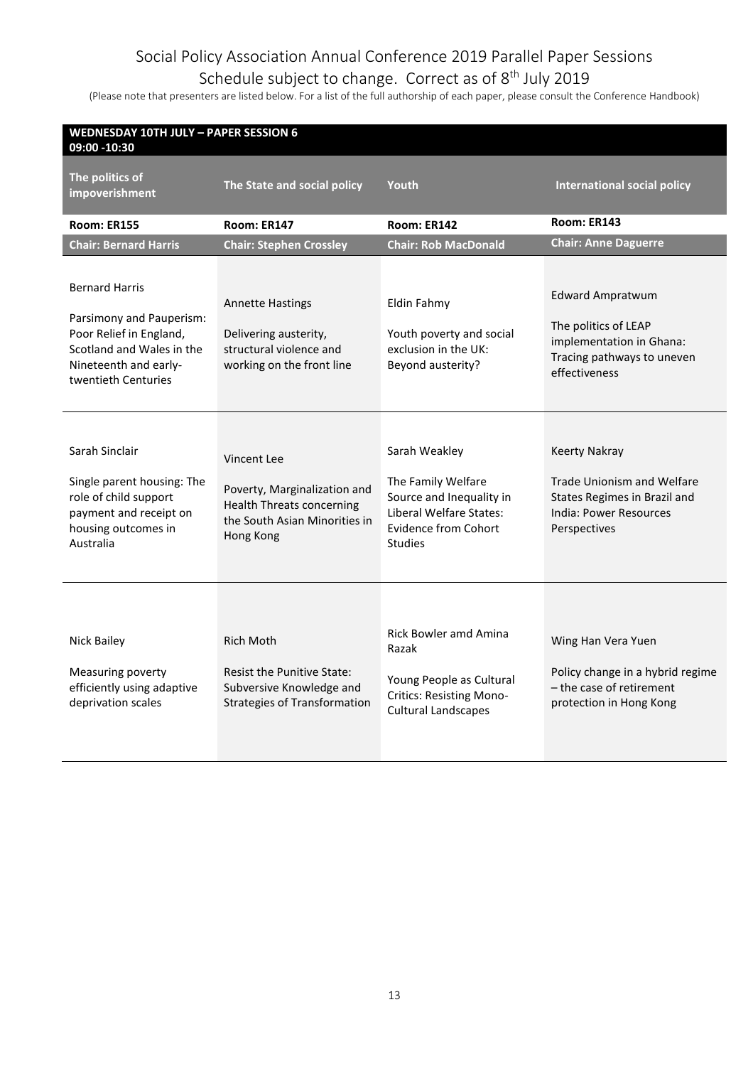# Social Policy Association Annual Conference 2019 Parallel Paper Sessions

Schedule subject to change. Correct as of 8th July 2019

(Please note that presenters are listed below. For a list of the full authorship of each paper, please consult the Conference Handbook)

**WEDNESDAY 10TH JULY – PAPER SESSION 6**
**09:00 -10:30**

| The politics of impoverishment | The State and social policy | Youth | International social policy |
|---|---|---|---|
| **Room: ER155** | **Room: ER147** | **Room: ER142** | **Room: ER143** |
| **Chair: Bernard Harris** | **Chair: Stephen Crossley** | **Chair: Rob MacDonald** | **Chair: Anne Daguerre** |
| Bernard Harris<br><br>Parsimony and Pauperism: Poor Relief in England, Scotland and Wales in the Nineteenth and early-twentieth Centuries | Annette Hastings<br><br>Delivering austerity, structural violence and working on the front line | Eldin Fahmy<br><br>Youth poverty and social exclusion in the UK: Beyond austerity? | Edward Ampratwum<br><br>The politics of LEAP implementation in Ghana: Tracing pathways to uneven effectiveness |
| Sarah Sinclair<br><br>Single parent housing: The role of child support payment and receipt on housing outcomes in Australia | Vincent Lee<br><br>Poverty, Marginalization and Health Threats concerning the South Asian Minorities in Hong Kong | Sarah Weakley<br><br>The Family Welfare Source and Inequality in Liberal Welfare States: Evidence from Cohort Studies | Keerty Nakray<br><br>Trade Unionism and Welfare States Regimes in Brazil and India: Power Resources Perspectives |
| Nick Bailey<br><br>Measuring poverty efficiently using adaptive deprivation scales | Rich Moth<br><br>Resist the Punitive State: Subversive Knowledge and Strategies of Transformation | Rick Bowler amd Amina Razak<br><br>Young People as Cultural Critics: Resisting Mono-Cultural Landscapes | Wing Han Vera Yuen<br><br>Policy change in a hybrid regime – the case of retirement protection in Hong Kong |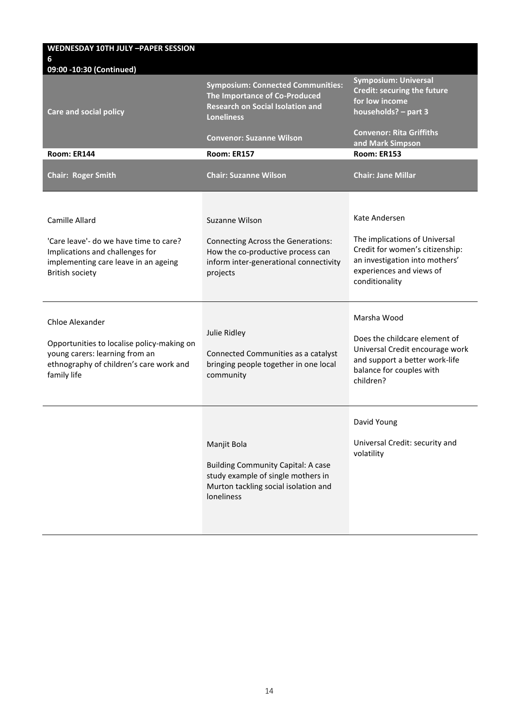**WEDNESDAY 10TH JULY –PAPER SESSION 6**
**09:00 -10:30 (Continued)**

| Care and social policy | Symposium: Connected Communities: The Importance of Co-Produced Research on Social Isolation and Loneliness<br><br>Convenor: Suzanne Wilson | Symposium: Universal Credit: securing the future for low income households? – part 3<br><br>Convenor: Rita Griffiths and Mark Simpson |
|---|---|---|
| **Room: ER144** | **Room: ER157** | **Room: ER153** |
| **Chair: Roger Smith** | **Chair: Suzanne Wilson** | **Chair: Jane Millar** |
| Camille Allard<br><br>'Care leave'- do we have time to care? Implications and challenges for implementing care leave in an ageing British society | Suzanne Wilson<br><br>Connecting Across the Generations: How the co-productive process can inform inter-generational connectivity projects | Kate Andersen<br><br>The implications of Universal Credit for women's citizenship: an investigation into mothers' experiences and views of conditionality |
| Chloe Alexander<br><br>Opportunities to localise policy-making on young carers: learning from an ethnography of children's care work and family life | Julie Ridley<br><br>Connected Communities as a catalyst bringing people together in one local community | Marsha Wood<br><br>Does the childcare element of Universal Credit encourage work and support a better work-life balance for couples with children? |
| | Manjit Bola<br><br>Building Community Capital: A case study example of single mothers in Murton tackling social isolation and loneliness | David Young<br><br>Universal Credit: security and volatility |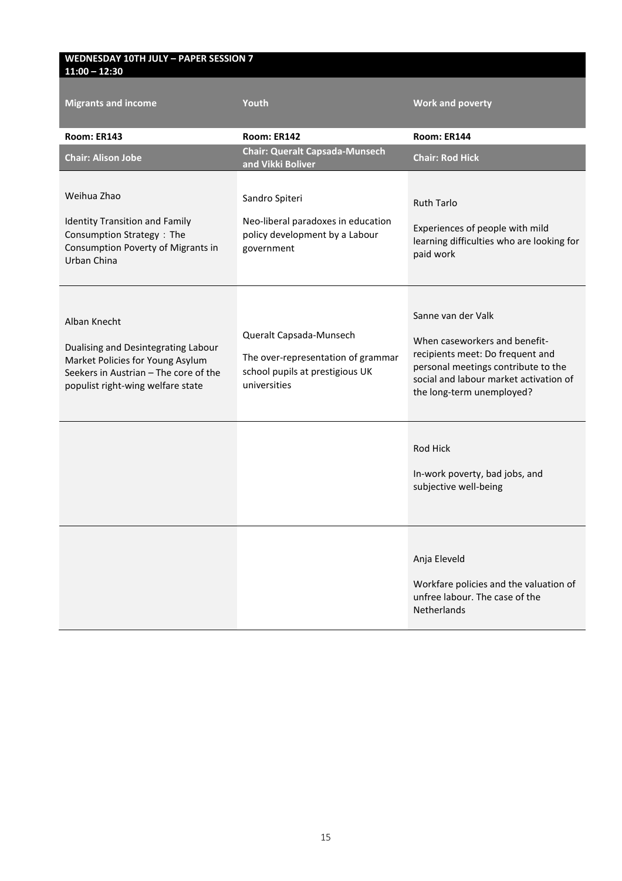**WEDNESDAY 10TH JULY – PAPER SESSION 7**
**11:00 – 12:30**

| Migrants and income | Youth | Work and poverty |
|---|---|---|
| **Room: ER143** | **Room: ER142** | **Room: ER144** |
| **Chair: Alison Jobe** | **Chair: Queralt Capsada-Munsech and Vikki Boliver** | **Chair: Rod Hick** |
| Weihua Zhao<br><br>Identity Transition and Family Consumption Strategy：The Consumption Poverty of Migrants in Urban China | Sandro Spiteri<br><br>Neo-liberal paradoxes in education policy development by a Labour government | Ruth Tarlo<br><br>Experiences of people with mild learning difficulties who are looking for paid work |
| Alban Knecht<br><br>Dualising and Desintegrating Labour Market Policies for Young Asylum Seekers in Austrian – The core of the populist right-wing welfare state | Queralt Capsada-Munsech<br><br>The over-representation of grammar school pupils at prestigious UK universities | Sanne van der Valk<br><br>When caseworkers and benefit-recipients meet: Do frequent and personal meetings contribute to the social and labour market activation of the long-term unemployed? |
| | | Rod Hick<br><br>In-work poverty, bad jobs, and subjective well-being |
| | | Anja Eleveld<br><br>Workfare policies and the valuation of unfree labour. The case of the Netherlands |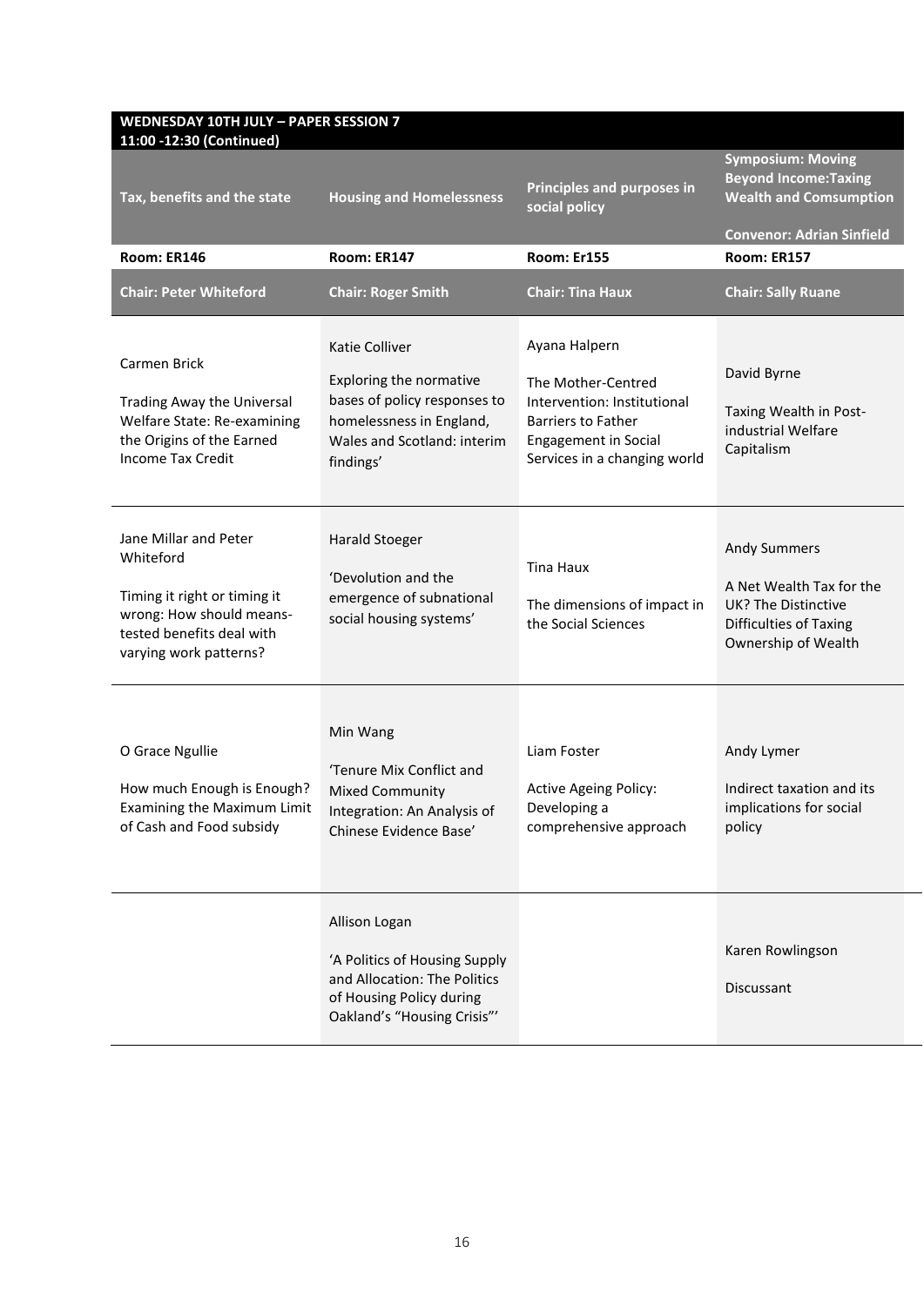**WEDNESDAY 10TH JULY – PAPER SESSION 7**
**11:00 -12:30 (Continued)**

| Tax, benefits and the state | Housing and Homelessness | Principles and purposes in social policy | Symposium: Moving Beyond Income:Taxing Wealth and Comsumption<br><br>Convenor: Adrian Sinfield |
|---|---|---|---|
| **Room: ER146** | **Room: ER147** | **Room: Er155** | **Room: ER157** |
| **Chair: Peter Whiteford** | **Chair: Roger Smith** | **Chair: Tina Haux** | **Chair: Sally Ruane** |
| Carmen Brick<br><br>Trading Away the Universal Welfare State: Re-examining the Origins of the Earned Income Tax Credit | Katie Colliver<br><br>Exploring the normative bases of policy responses to homelessness in England, Wales and Scotland: interim findings' | Ayana Halpern<br><br>The Mother-Centred Intervention: Institutional Barriers to Father Engagement in Social Services in a changing world | David Byrne<br><br>Taxing Wealth in Post-industrial Welfare Capitalism |
| Jane Millar and Peter Whiteford<br><br>Timing it right or timing it wrong: How should means-tested benefits deal with varying work patterns? | Harald Stoeger<br><br>'Devolution and the emergence of subnational social housing systems' | Tina Haux<br><br>The dimensions of impact in the Social Sciences | Andy Summers<br><br>A Net Wealth Tax for the UK? The Distinctive Difficulties of Taxing Ownership of Wealth |
| O Grace Ngullie<br><br>How much Enough is Enough? Examining the Maximum Limit of Cash and Food subsidy | Min Wang<br><br>'Tenure Mix Conflict and Mixed Community Integration: An Analysis of Chinese Evidence Base' | Liam Foster<br><br>Active Ageing Policy: Developing a comprehensive approach | Andy Lymer<br><br>Indirect taxation and its implications for social policy |
| | Allison Logan<br><br>'A Politics of Housing Supply and Allocation: The Politics of Housing Policy during Oakland's "Housing Crisis"' | | Karen Rowlingson<br><br>Discussant |